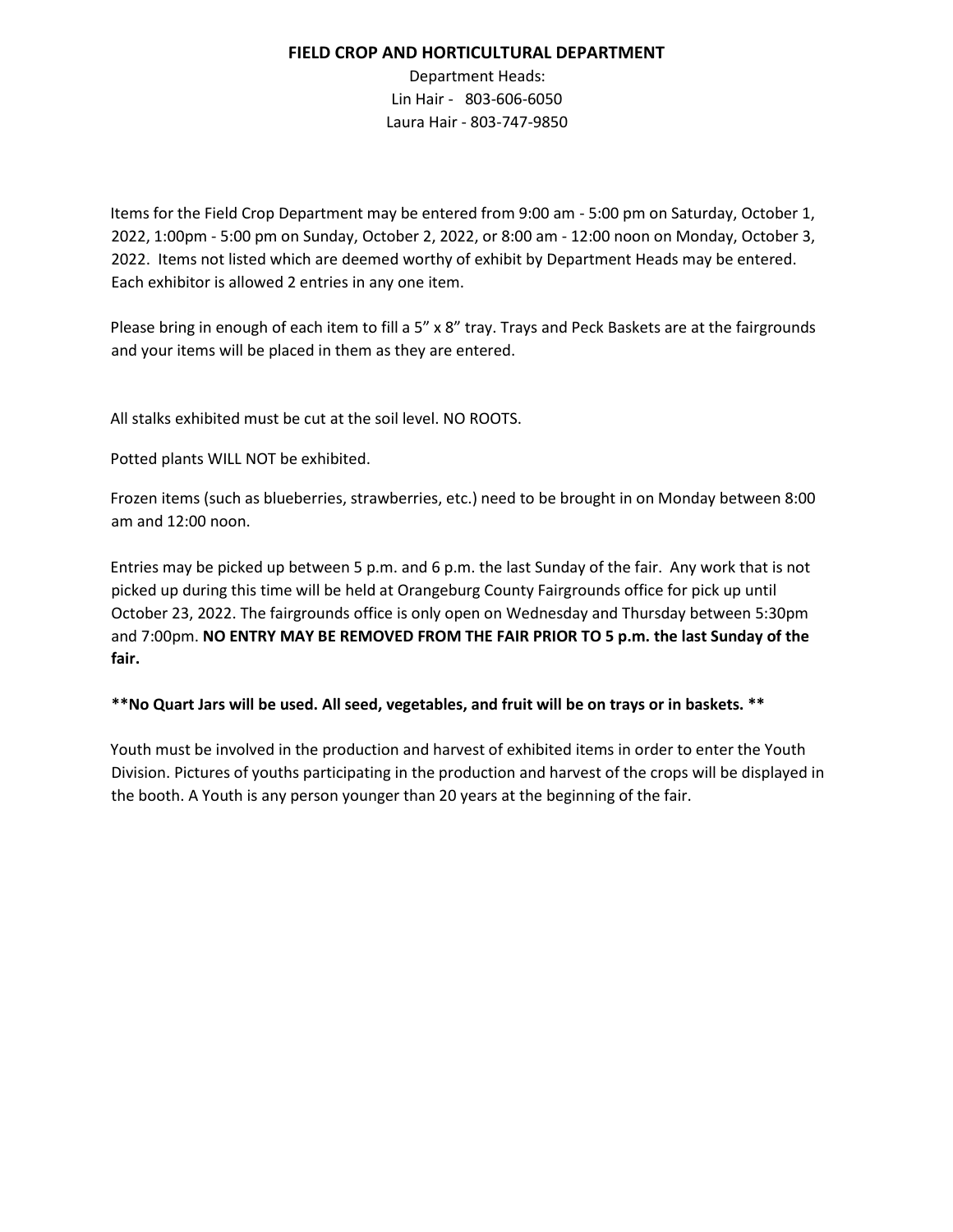# FIELD CROP AND HORTICULTURAL DEPARTMENT

Department Heads:
Lin Hair - 803-606-6050
Laura Hair - 803-747-9850

Items for the Field Crop Department may be entered from 9:00 am - 5:00 pm on Saturday, October 1, 2022, 1:00pm - 5:00 pm on Sunday, October 2, 2022, or 8:00 am - 12:00 noon on Monday, October 3, 2022. Items not listed which are deemed worthy of exhibit by Department Heads may be entered. Each exhibitor is allowed 2 entries in any one item.

Please bring in enough of each item to fill a 5" x 8" tray. Trays and Peck Baskets are at the fairgrounds and your items will be placed in them as they are entered.

All stalks exhibited must be cut at the soil level. NO ROOTS.

Potted plants WILL NOT be exhibited.

Frozen items (such as blueberries, strawberries, etc.) need to be brought in on Monday between 8:00 am and 12:00 noon.

Entries may be picked up between 5 p.m. and 6 p.m. the last Sunday of the fair. Any work that is not picked up during this time will be held at Orangeburg County Fairgrounds office for pick up until October 23, 2022. The fairgrounds office is only open on Wednesday and Thursday between 5:30pm and 7:00pm. **NO ENTRY MAY BE REMOVED FROM THE FAIR PRIOR TO 5 p.m. the last Sunday of the fair.**

**\*\*No Quart Jars will be used. All seed, vegetables, and fruit will be on trays or in baskets. \*\***

Youth must be involved in the production and harvest of exhibited items in order to enter the Youth Division. Pictures of youths participating in the production and harvest of the crops will be displayed in the booth. A Youth is any person younger than 20 years at the beginning of the fair.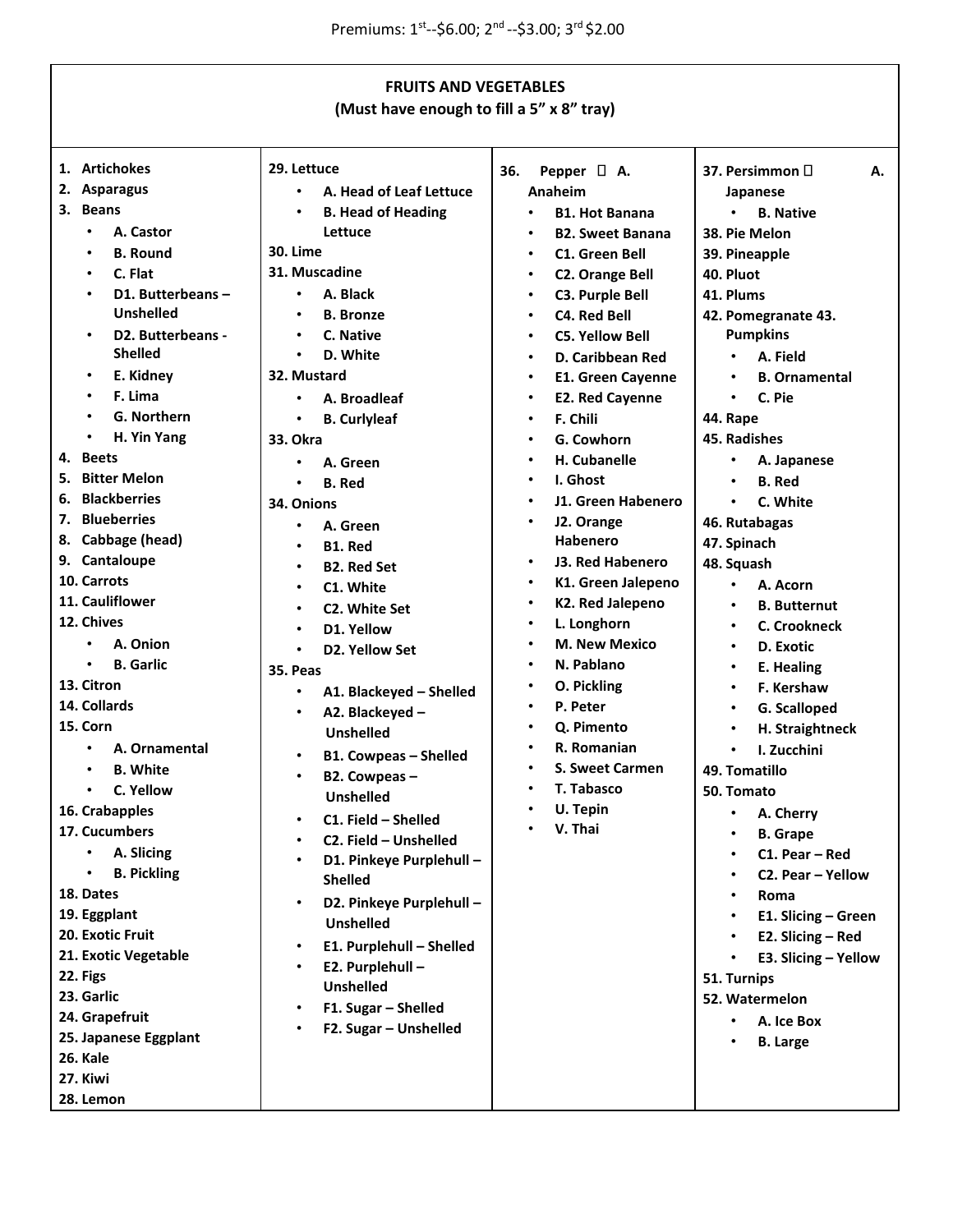Premiums: 1st--$6.00; 2nd --$3.00; 3rd $2.00

## FRUITS AND VEGETABLES
**(Must have enough to fill a 5" x 8" tray)**

1. **Artichokes**
2. **Asparagus**
3. **Beans**
   - **A. Castor**
   - **B. Round**
   - **C. Flat**
   - **D1. Butterbeans – Unshelled**
   - **D2. Butterbeans - Shelled**
   - **E. Kidney**
   - **F. Lima**
   - **G. Northern**
   - **H. Yin Yang**
4. **Beets**
5. **Bitter Melon**
6. **Blackberries**
7. **Blueberries**
8. **Cabbage (head)**
9. **Cantaloupe**
10. **Carrots**
11. **Cauliflower**
12. **Chives**
    - **A. Onion**
    - **B. Garlic**
13. **Citron**
14. **Collards**
15. **Corn**
    - **A. Ornamental**
    - **B. White**
    - **C. Yellow**
16. **Crabapples**
17. **Cucumbers**
    - **A. Slicing**
    - **B. Pickling**
18. **Dates**
19. **Eggplant**
20. **Exotic Fruit**
21. **Exotic Vegetable**
22. **Figs**
23. **Garlic**
24. **Grapefruit**
25. **Japanese Eggplant**
26. **Kale**
27. **Kiwi**
28. **Lemon**
29. **Lettuce**
    - **A. Head of Leaf Lettuce**
    - **B. Head of Heading Lettuce**
30. **Lime**
31. **Muscadine**
    - **A. Black**
    - **B. Bronze**
    - **C. Native**
    - **D. White**
32. **Mustard**
    - **A. Broadleaf**
    - **B. Curlyleaf**
33. **Okra**
    - **A. Green**
    - **B. Red**
34. **Onions**
    - **A. Green**
    - **B1. Red**
    - **B2. Red Set**
    - **C1. White**
    - **C2. White Set**
    - **D1. Yellow**
    - **D2. Yellow Set**
35. **Peas**
    - **A1. Blackeyed – Shelled**
    - **A2. Blackeyed – Unshelled**
    - **B1. Cowpeas – Shelled**
    - **B2. Cowpeas – Unshelled**
    - **C1. Field – Shelled**
    - **C2. Field – Unshelled**
    - **D1. Pinkeye Purplehull – Shelled**
    - **D2. Pinkeye Purplehull – Unshelled**
    - **E1. Purplehull – Shelled**
    - **E2. Purplehull – Unshelled**
    - **F1. Sugar – Shelled**
    - **F2. Sugar – Unshelled**
36. **Pepper**
    - **A. Anaheim**
    - **B1. Hot Banana**
    - **B2. Sweet Banana**
    - **C1. Green Bell**
    - **C2. Orange Bell**
    - **C3. Purple Bell**
    - **C4. Red Bell**
    - **C5. Yellow Bell**
    - **D. Caribbean Red**
    - **E1. Green Cayenne**
    - **E2. Red Cayenne**
    - **F. Chili**
    - **G. Cowhorn**
    - **H. Cubanelle**
    - **I. Ghost**
    - **J1. Green Habenero**
    - **J2. Orange Habenero**
    - **J3. Red Habenero**
    - **K1. Green Jalepeno**
    - **K2. Red Jalepeno**
    - **L. Longhorn**
    - **M. New Mexico**
    - **N. Pablano**
    - **O. Pickling**
    - **P. Peter**
    - **Q. Pimento**
    - **R. Romanian**
    - **S. Sweet Carmen**
    - **T. Tabasco**
    - **U. Tepin**
    - **V. Thai**
37. **Persimmon**
    - **A. Japanese**
    - **B. Native**
38. **Pie Melon**
39. **Pineapple**
40. **Pluot**
41. **Plums**
42. **Pomegranate**
43. **Pumpkins**
    - **A. Field**
    - **B. Ornamental**
    - **C. Pie**
44. **Rape**
45. **Radishes**
    - **A. Japanese**
    - **B. Red**
    - **C. White**
46. **Rutabagas**
47. **Spinach**
48. **Squash**
    - **A. Acorn**
    - **B. Butternut**
    - **C. Crookneck**
    - **D. Exotic**
    - **E. Healing**
    - **F. Kershaw**
    - **G. Scalloped**
    - **H. Straightneck**
    - **I. Zucchini**
49. **Tomatillo**
50. **Tomato**
    - **A. Cherry**
    - **B. Grape**
    - **C1. Pear – Red**
    - **C2. Pear – Yellow**
    - **Roma**
    - **E1. Slicing – Green**
    - **E2. Slicing – Red**
    - **E3. Slicing – Yellow**
51. **Turnips**
52. **Watermelon**
    - **A. Ice Box**
    - **B. Large**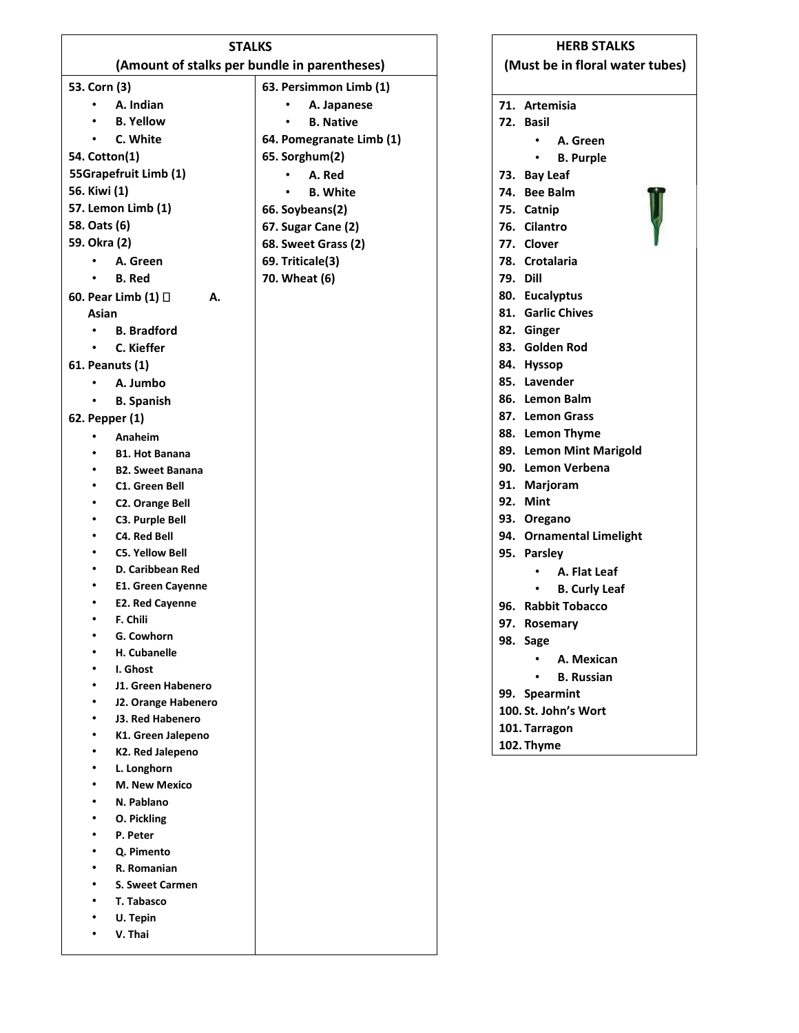## STALKS
**(Amount of stalks per bundle in parentheses)**

**53. Corn (3)**
- **A. Indian**
- **B. Yellow**
- **C. White**

**54. Cotton(1)**

**55Grapefruit Limb (1)**

**56. Kiwi (1)**

**57. Lemon Limb (1)**

**58. Oats (6)**

**59. Okra (2)**
- **A. Green**
- **B. Red**

**60. Pear Limb (1)  A. Asian**
- **B. Bradford**
- **C. Kieffer**

**61. Peanuts (1)**
- **A. Jumbo**
- **B. Spanish**

**62. Pepper (1)**
- **Anaheim**
- **B1. Hot Banana**
- **B2. Sweet Banana**
- **C1. Green Bell**
- **C2. Orange Bell**
- **C3. Purple Bell**
- **C4. Red Bell**
- **C5. Yellow Bell**
- **D. Caribbean Red**
- **E1. Green Cayenne**
- **E2. Red Cayenne**
- **F. Chili**
- **G. Cowhorn**
- **H. Cubanelle**
- **I. Ghost**
- **J1. Green Habenero**
- **J2. Orange Habenero**
- **J3. Red Habenero**
- **K1. Green Jalepeno**
- **K2. Red Jalepeno**
- **L. Longhorn**
- **M. New Mexico**
- **N. Pablano**
- **O. Pickling**
- **P. Peter**
- **Q. Pimento**
- **R. Romanian**
- **S. Sweet Carmen**
- **T. Tabasco**
- **U. Tepin**
- **V. Thai**

**63. Persimmon Limb (1)**
- **A. Japanese**
- **B. Native**

**64. Pomegranate Limb (1)**

**65. Sorghum(2)**
- **A. Red**
- **B. White**

**66. Soybeans(2)**

**67. Sugar Cane (2)**

**68. Sweet Grass (2)**

**69. Triticale(3)**

**70. Wheat (6)**

## HERB STALKS
**(Must be in floral water tubes)**

**71. Artemisia**

**72. Basil**
- **A. Green**
- **B. Purple**

**73. Bay Leaf**

**74. Bee Balm**

**75. Catnip**

**76. Cilantro**

**77. Clover**

**78. Crotalaria**

**79. Dill**

**80. Eucalyptus**

**81. Garlic Chives**

**82. Ginger**

**83. Golden Rod**

**84. Hyssop**

**85. Lavender**

**86. Lemon Balm**

**87. Lemon Grass**

**88. Lemon Thyme**

**89. Lemon Mint Marigold**

**90. Lemon Verbena**

**91. Marjoram**

**92. Mint**

**93. Oregano**

**94. Ornamental Limelight**

**95. Parsley**
- **A. Flat Leaf**
- **B. Curly Leaf**

**96. Rabbit Tobacco**

**97. Rosemary**

**98. Sage**
- **A. Mexican**
- **B. Russian**

**99. Spearmint**

**100. St. John's Wort**

**101. Tarragon**

**102. Thyme**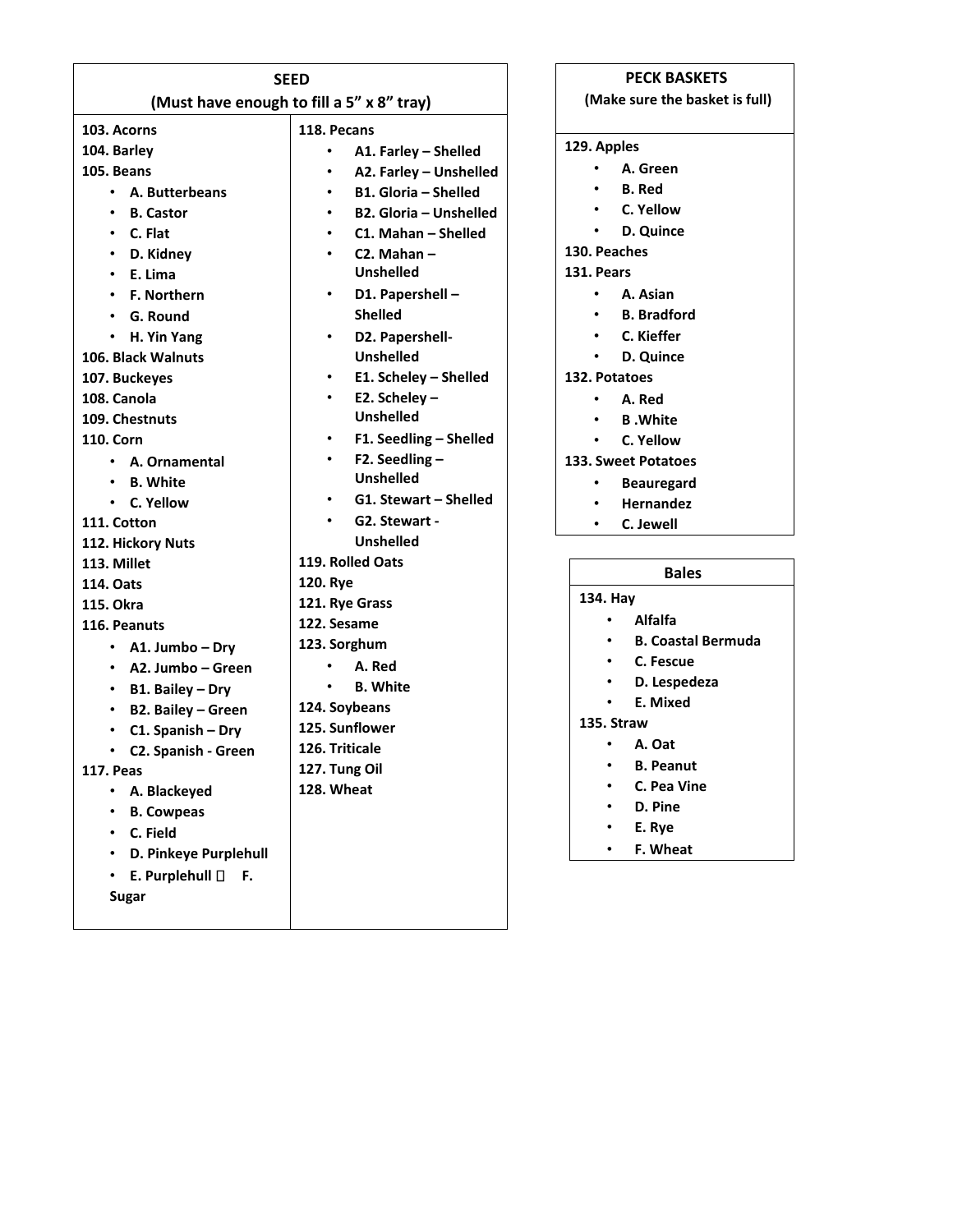## SEED
**(Must have enough to fill a 5" x 8" tray)**

**103. Acorns**
**104. Barley**
**105. Beans**
- **A. Butterbeans**
- **B. Castor**
- **C. Flat**
- **D. Kidney**
- **E. Lima**
- **F. Northern**
- **G. Round**
- **H. Yin Yang**

**106. Black Walnuts**
**107. Buckeyes**
**108. Canola**
**109. Chestnuts**
**110. Corn**
- **A. Ornamental**
- **B. White**
- **C. Yellow**

**111. Cotton**
**112. Hickory Nuts**
**113. Millet**
**114. Oats**
**115. Okra**
**116. Peanuts**
- **A1. Jumbo – Dry**
- **A2. Jumbo – Green**
- **B1. Bailey – Dry**
- **B2. Bailey – Green**
- **C1. Spanish – Dry**
- **C2. Spanish - Green**

**117. Peas**
- **A. Blackeyed**
- **B. Cowpeas**
- **C. Field**
- **D. Pinkeye Purplehull**
- **E. Purplehull  F. Sugar**

**118. Pecans**
- **A1. Farley – Shelled**
- **A2. Farley – Unshelled**
- **B1. Gloria – Shelled**
- **B2. Gloria – Unshelled**
- **C1. Mahan – Shelled**
- **C2. Mahan – Unshelled**
- **D1. Papershell – Shelled**
- **D2. Papershell- Unshelled**
- **E1. Scheley – Shelled**
- **E2. Scheley – Unshelled**
- **F1. Seedling – Shelled**
- **F2. Seedling – Unshelled**
- **G1. Stewart – Shelled**
- **G2. Stewart - Unshelled**

**119. Rolled Oats**
**120. Rye**
**121. Rye Grass**
**122. Sesame**
**123. Sorghum**
- **A. Red**
- **B. White**

**124. Soybeans**
**125. Sunflower**
**126. Triticale**
**127. Tung Oil**
**128. Wheat**

## PECK BASKETS
**(Make sure the basket is full)**

**129. Apples**
- **A. Green**
- **B. Red**
- **C. Yellow**
- **D. Quince**

**130. Peaches**
**131. Pears**
- **A. Asian**
- **B. Bradford**
- **C. Kieffer**
- **D. Quince**

**132. Potatoes**
- **A. Red**
- **B .White**
- **C. Yellow**

**133. Sweet Potatoes**
- **Beauregard**
- **Hernandez**
- **C. Jewell**

## Bales

**134. Hay**
- **Alfalfa**
- **B. Coastal Bermuda**
- **C. Fescue**
- **D. Lespedeza**
- **E. Mixed**

**135. Straw**
- **A. Oat**
- **B. Peanut**
- **C. Pea Vine**
- **D. Pine**
- **E. Rye**
- **F. Wheat**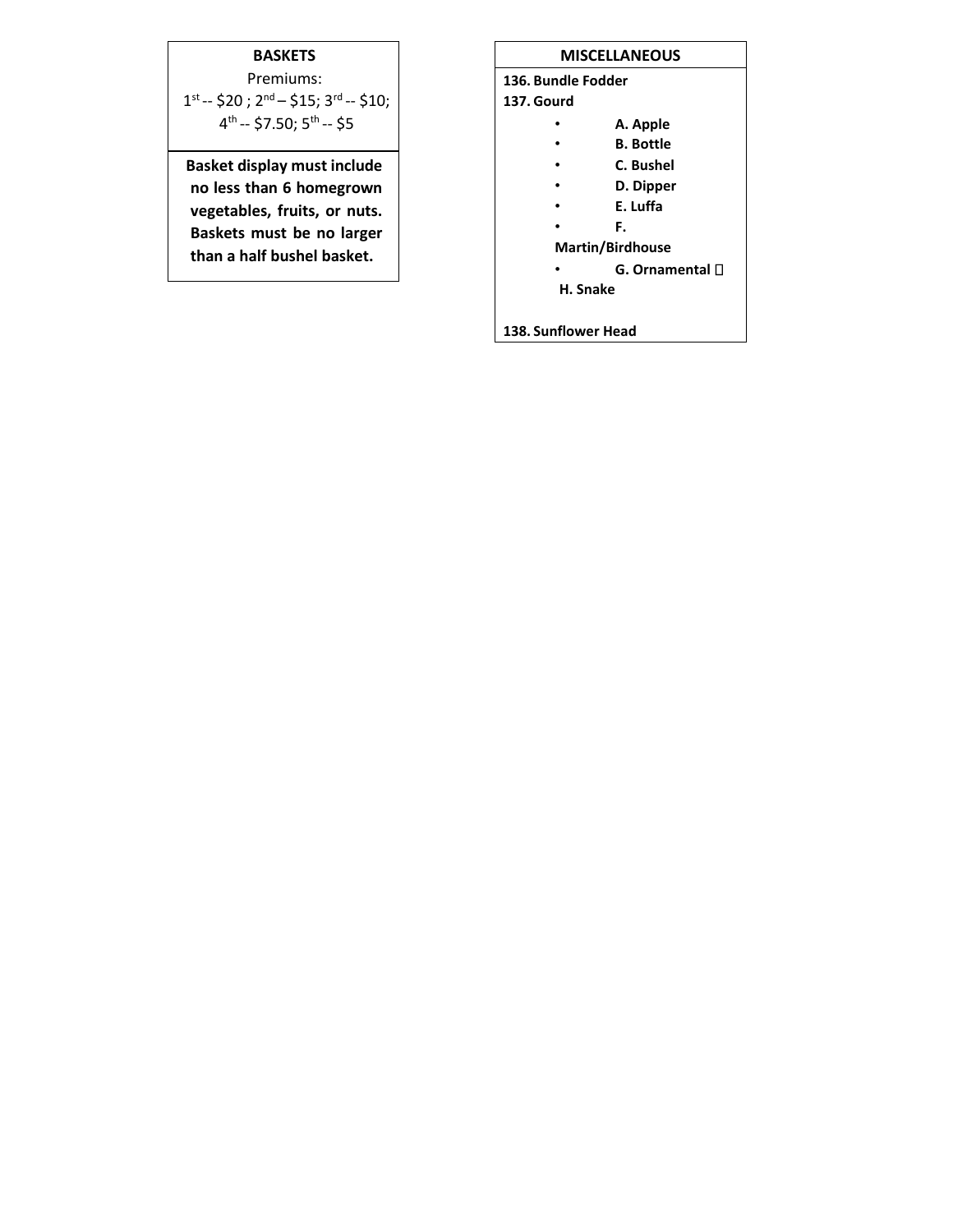## BASKETS

Premiums:

1st -- $20 ; 2nd – $15; 3rd -- $10; 4th -- $7.50; 5th -- $5

**Basket display must include no less than 6 homegrown vegetables, fruits, or nuts. Baskets must be no larger than a half bushel basket.**

## MISCELLANEOUS

**136. Bundle Fodder**

**137. Gourd**

- **A. Apple**
- **B. Bottle**
- **C. Bushel**
- **D. Dipper**
- **E. Luffa**
- **F. Martin/Birdhouse**
- **G. Ornamental**
- **H. Snake**

**138. Sunflower Head**